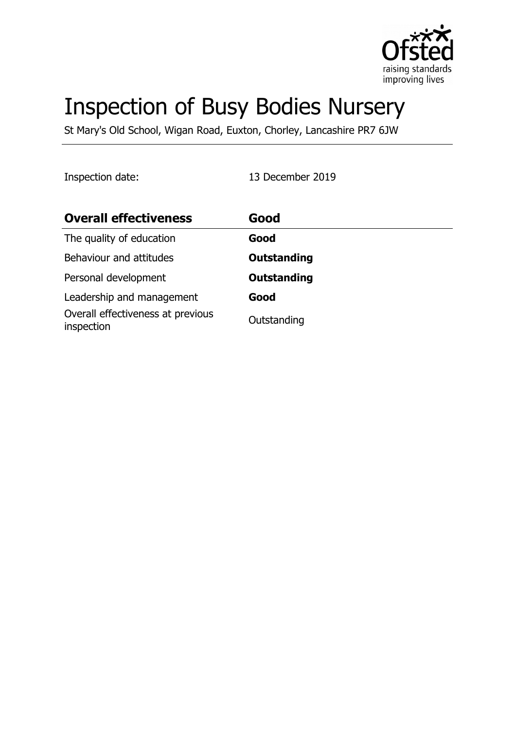# Inspection of Busy Bodies Nursery

St Mary's Old School, Wigan Road, Euxton, Chorley, Lancashire PR7 6JW

Inspection date: 13 December 2019

| **Overall effectiveness** | **Good** |
|---|---|
| The quality of education | **Good** |
| Behaviour and attitudes | **Outstanding** |
| Personal development | **Outstanding** |
| Leadership and management | **Good** |
| Overall effectiveness at previous inspection | Outstanding |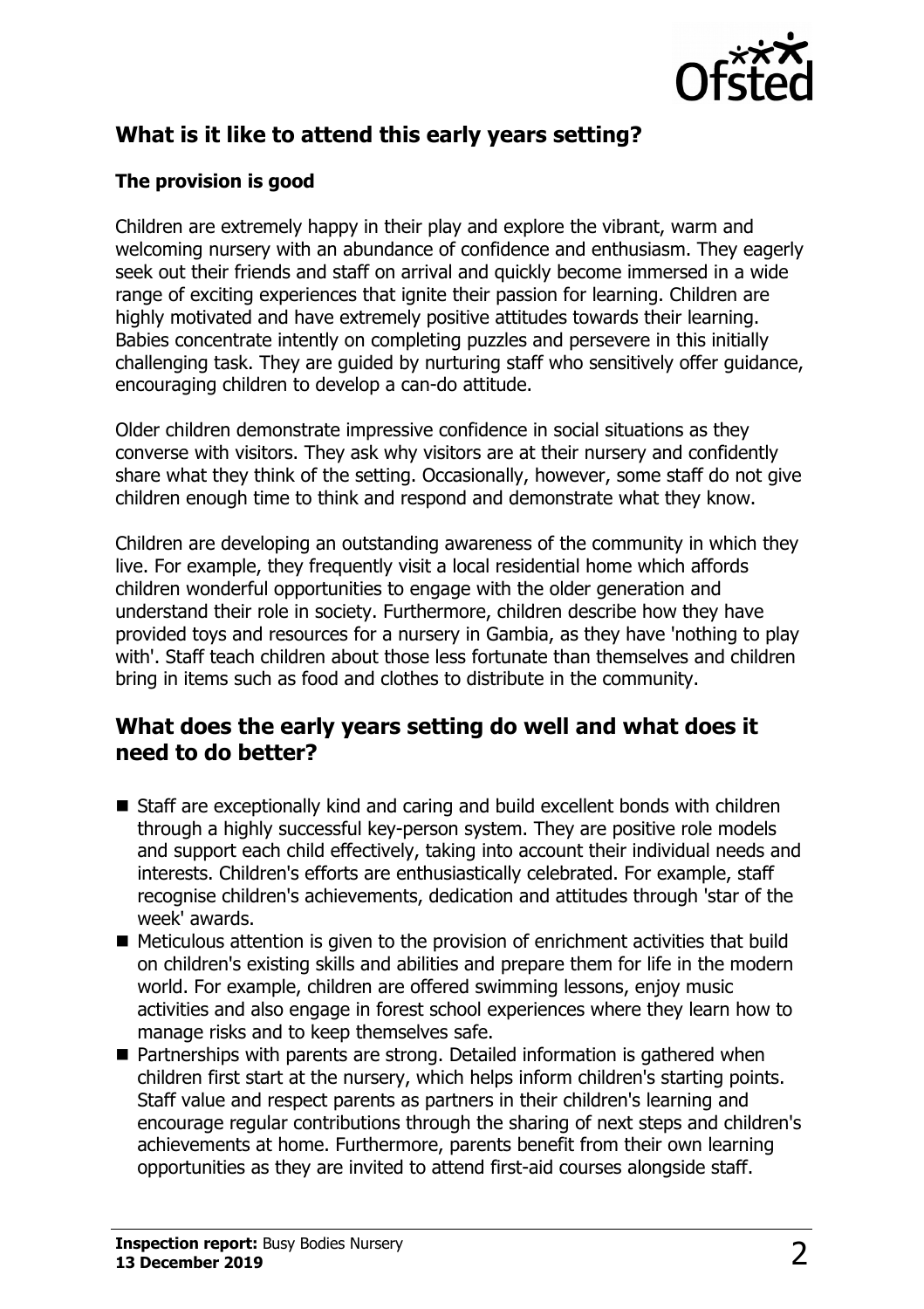## What is it like to attend this early years setting?

### The provision is good

Children are extremely happy in their play and explore the vibrant, warm and welcoming nursery with an abundance of confidence and enthusiasm. They eagerly seek out their friends and staff on arrival and quickly become immersed in a wide range of exciting experiences that ignite their passion for learning. Children are highly motivated and have extremely positive attitudes towards their learning. Babies concentrate intently on completing puzzles and persevere in this initially challenging task. They are guided by nurturing staff who sensitively offer guidance, encouraging children to develop a can-do attitude.

Older children demonstrate impressive confidence in social situations as they converse with visitors. They ask why visitors are at their nursery and confidently share what they think of the setting. Occasionally, however, some staff do not give children enough time to think and respond and demonstrate what they know.

Children are developing an outstanding awareness of the community in which they live. For example, they frequently visit a local residential home which affords children wonderful opportunities to engage with the older generation and understand their role in society. Furthermore, children describe how they have provided toys and resources for a nursery in Gambia, as they have 'nothing to play with'. Staff teach children about those less fortunate than themselves and children bring in items such as food and clothes to distribute in the community.

## What does the early years setting do well and what does it need to do better?

- Staff are exceptionally kind and caring and build excellent bonds with children through a highly successful key-person system. They are positive role models and support each child effectively, taking into account their individual needs and interests. Children's efforts are enthusiastically celebrated. For example, staff recognise children's achievements, dedication and attitudes through 'star of the week' awards.
- Meticulous attention is given to the provision of enrichment activities that build on children's existing skills and abilities and prepare them for life in the modern world. For example, children are offered swimming lessons, enjoy music activities and also engage in forest school experiences where they learn how to manage risks and to keep themselves safe.
- Partnerships with parents are strong. Detailed information is gathered when children first start at the nursery, which helps inform children's starting points. Staff value and respect parents as partners in their children's learning and encourage regular contributions through the sharing of next steps and children's achievements at home. Furthermore, parents benefit from their own learning opportunities as they are invited to attend first-aid courses alongside staff.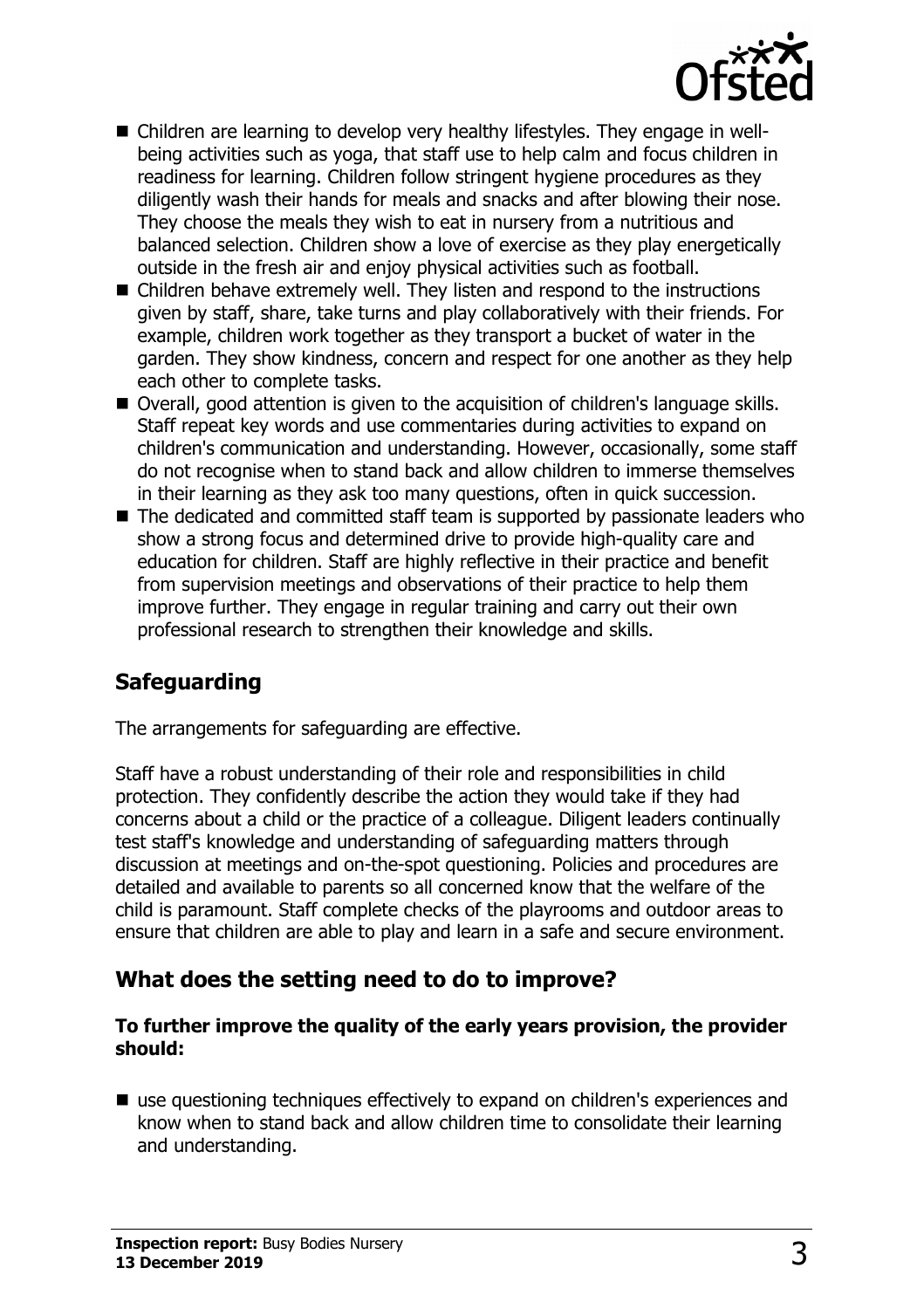- Children are learning to develop very healthy lifestyles. They engage in well-being activities such as yoga, that staff use to help calm and focus children in readiness for learning. Children follow stringent hygiene procedures as they diligently wash their hands for meals and snacks and after blowing their nose. They choose the meals they wish to eat in nursery from a nutritious and balanced selection. Children show a love of exercise as they play energetically outside in the fresh air and enjoy physical activities such as football.
- Children behave extremely well. They listen and respond to the instructions given by staff, share, take turns and play collaboratively with their friends. For example, children work together as they transport a bucket of water in the garden. They show kindness, concern and respect for one another as they help each other to complete tasks.
- Overall, good attention is given to the acquisition of children's language skills. Staff repeat key words and use commentaries during activities to expand on children's communication and understanding. However, occasionally, some staff do not recognise when to stand back and allow children to immerse themselves in their learning as they ask too many questions, often in quick succession.
- The dedicated and committed staff team is supported by passionate leaders who show a strong focus and determined drive to provide high-quality care and education for children. Staff are highly reflective in their practice and benefit from supervision meetings and observations of their practice to help them improve further. They engage in regular training and carry out their own professional research to strengthen their knowledge and skills.

## Safeguarding

The arrangements for safeguarding are effective.

Staff have a robust understanding of their role and responsibilities in child protection. They confidently describe the action they would take if they had concerns about a child or the practice of a colleague. Diligent leaders continually test staff's knowledge and understanding of safeguarding matters through discussion at meetings and on-the-spot questioning. Policies and procedures are detailed and available to parents so all concerned know that the welfare of the child is paramount. Staff complete checks of the playrooms and outdoor areas to ensure that children are able to play and learn in a safe and secure environment.

## What does the setting need to do to improve?

**To further improve the quality of the early years provision, the provider should:**

- use questioning techniques effectively to expand on children's experiences and know when to stand back and allow children time to consolidate their learning and understanding.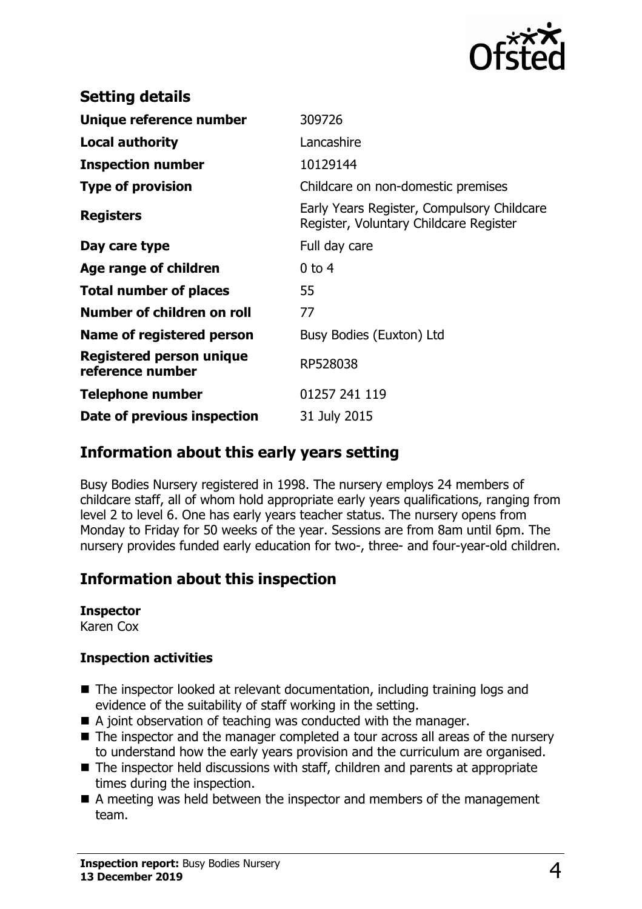## Setting details

| | |
|---|---|
| **Unique reference number** | 309726 |
| **Local authority** | Lancashire |
| **Inspection number** | 10129144 |
| **Type of provision** | Childcare on non-domestic premises |
| **Registers** | Early Years Register, Compulsory Childcare Register, Voluntary Childcare Register |
| **Day care type** | Full day care |
| **Age range of children** | 0 to 4 |
| **Total number of places** | 55 |
| **Number of children on roll** | 77 |
| **Name of registered person** | Busy Bodies (Euxton) Ltd |
| **Registered person unique reference number** | RP528038 |
| **Telephone number** | 01257 241 119 |
| **Date of previous inspection** | 31 July 2015 |

## Information about this early years setting

Busy Bodies Nursery registered in 1998. The nursery employs 24 members of childcare staff, all of whom hold appropriate early years qualifications, ranging from level 2 to level 6. One has early years teacher status. The nursery opens from Monday to Friday for 50 weeks of the year. Sessions are from 8am until 6pm. The nursery provides funded early education for two-, three- and four-year-old children.

## Information about this inspection

**Inspector**
Karen Cox

**Inspection activities**

- The inspector looked at relevant documentation, including training logs and evidence of the suitability of staff working in the setting.
- A joint observation of teaching was conducted with the manager.
- The inspector and the manager completed a tour across all areas of the nursery to understand how the early years provision and the curriculum are organised.
- The inspector held discussions with staff, children and parents at appropriate times during the inspection.
- A meeting was held between the inspector and members of the management team.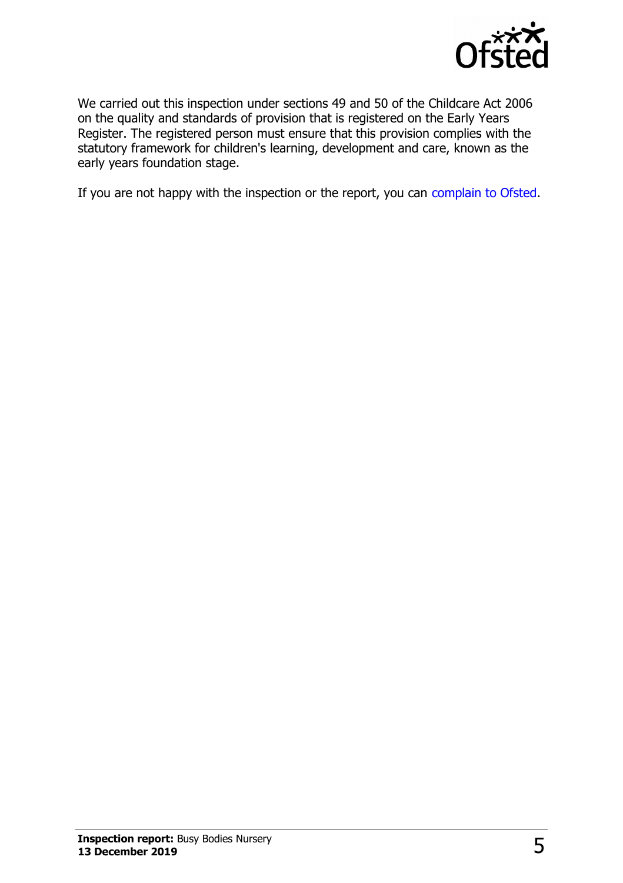We carried out this inspection under sections 49 and 50 of the Childcare Act 2006 on the quality and standards of provision that is registered on the Early Years Register. The registered person must ensure that this provision complies with the statutory framework for children's learning, development and care, known as the early years foundation stage.

If you are not happy with the inspection or the report, you can complain to Ofsted.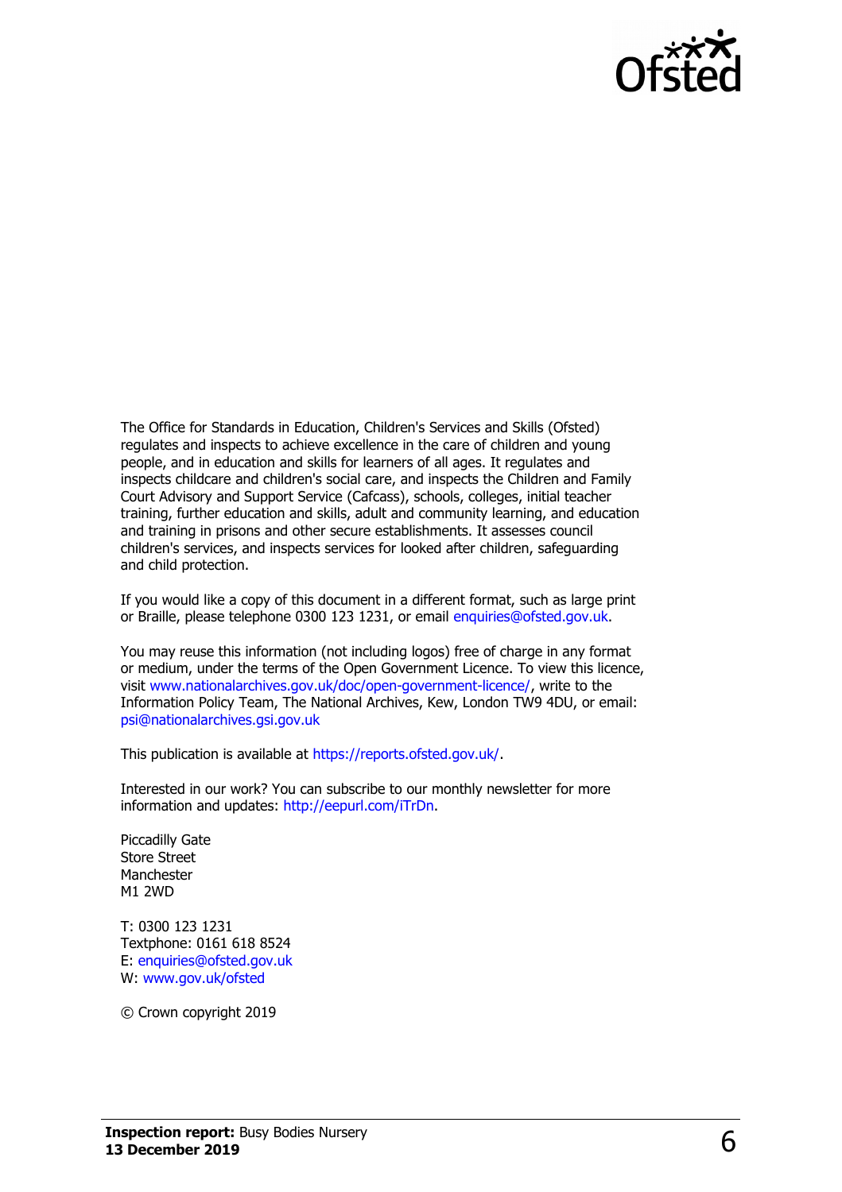The Office for Standards in Education, Children's Services and Skills (Ofsted) regulates and inspects to achieve excellence in the care of children and young people, and in education and skills for learners of all ages. It regulates and inspects childcare and children's social care, and inspects the Children and Family Court Advisory and Support Service (Cafcass), schools, colleges, initial teacher training, further education and skills, adult and community learning, and education and training in prisons and other secure establishments. It assesses council children's services, and inspects services for looked after children, safeguarding and child protection.

If you would like a copy of this document in a different format, such as large print or Braille, please telephone 0300 123 1231, or email enquiries@ofsted.gov.uk.

You may reuse this information (not including logos) free of charge in any format or medium, under the terms of the Open Government Licence. To view this licence, visit www.nationalarchives.gov.uk/doc/open-government-licence/, write to the Information Policy Team, The National Archives, Kew, London TW9 4DU, or email: psi@nationalarchives.gsi.gov.uk

This publication is available at https://reports.ofsted.gov.uk/.

Interested in our work? You can subscribe to our monthly newsletter for more information and updates: http://eepurl.com/iTrDn.

Piccadilly Gate
Store Street
Manchester
M1 2WD

T: 0300 123 1231
Textphone: 0161 618 8524
E: enquiries@ofsted.gov.uk
W: www.gov.uk/ofsted

© Crown copyright 2019